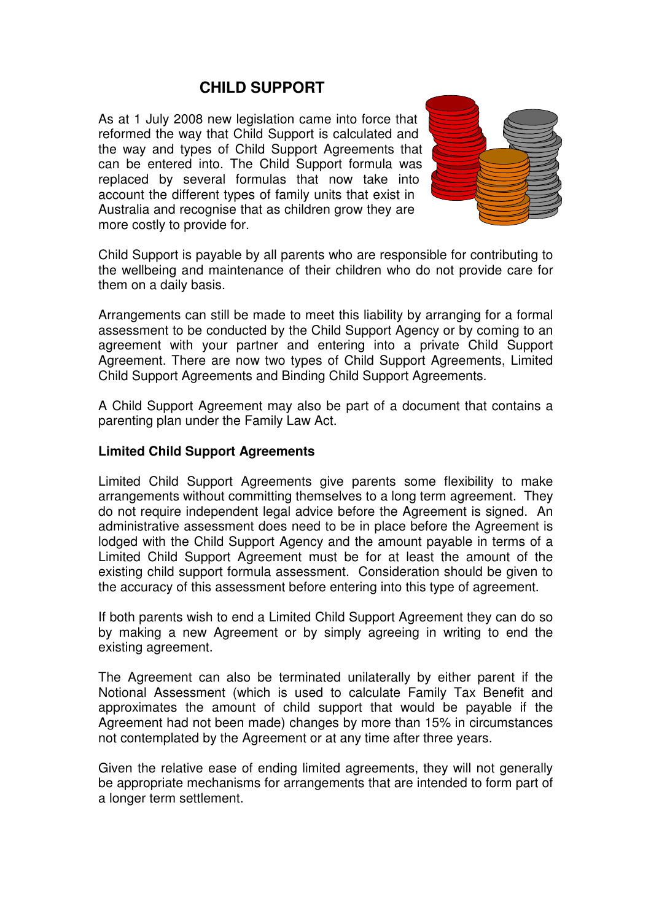# CHILD SUPPORT

As at 1 July 2008 new legislation came into force that reformed the way that Child Support is calculated and the way and types of Child Support Agreements that can be entered into. The Child Support formula was replaced by several formulas that now take into account the different types of family units that exist in Australia and recognise that as children grow they are more costly to provide for.

Child Support is payable by all parents who are responsible for contributing to the wellbeing and maintenance of their children who do not provide care for them on a daily basis.

Arrangements can still be made to meet this liability by arranging for a formal assessment to be conducted by the Child Support Agency or by coming to an agreement with your partner and entering into a private Child Support Agreement. There are now two types of Child Support Agreements, Limited Child Support Agreements and Binding Child Support Agreements.

A Child Support Agreement may also be part of a document that contains a parenting plan under the Family Law Act.

**Limited Child Support Agreements**

Limited Child Support Agreements give parents some flexibility to make arrangements without committing themselves to a long term agreement. They do not require independent legal advice before the Agreement is signed. An administrative assessment does need to be in place before the Agreement is lodged with the Child Support Agency and the amount payable in terms of a Limited Child Support Agreement must be for at least the amount of the existing child support formula assessment. Consideration should be given to the accuracy of this assessment before entering into this type of agreement.

If both parents wish to end a Limited Child Support Agreement they can do so by making a new Agreement or by simply agreeing in writing to end the existing agreement.

The Agreement can also be terminated unilaterally by either parent if the Notional Assessment (which is used to calculate Family Tax Benefit and approximates the amount of child support that would be payable if the Agreement had not been made) changes by more than 15% in circumstances not contemplated by the Agreement or at any time after three years.

Given the relative ease of ending limited agreements, they will not generally be appropriate mechanisms for arrangements that are intended to form part of a longer term settlement.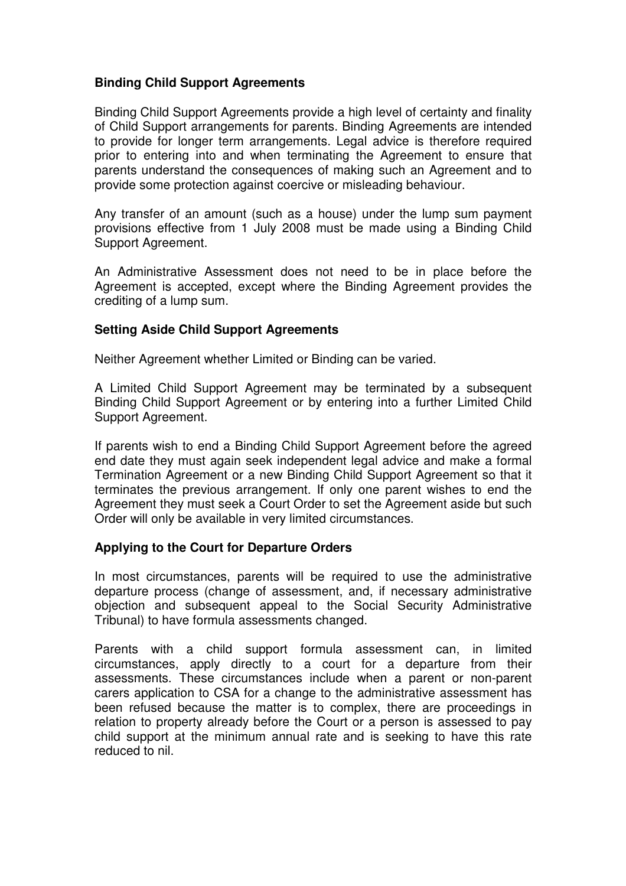**Binding Child Support Agreements**

Binding Child Support Agreements provide a high level of certainty and finality of Child Support arrangements for parents. Binding Agreements are intended to provide for longer term arrangements. Legal advice is therefore required prior to entering into and when terminating the Agreement to ensure that parents understand the consequences of making such an Agreement and to provide some protection against coercive or misleading behaviour.

Any transfer of an amount (such as a house) under the lump sum payment provisions effective from 1 July 2008 must be made using a Binding Child Support Agreement.

An Administrative Assessment does not need to be in place before the Agreement is accepted, except where the Binding Agreement provides the crediting of a lump sum.

**Setting Aside Child Support Agreements**

Neither Agreement whether Limited or Binding can be varied.

A Limited Child Support Agreement may be terminated by a subsequent Binding Child Support Agreement or by entering into a further Limited Child Support Agreement.

If parents wish to end a Binding Child Support Agreement before the agreed end date they must again seek independent legal advice and make a formal Termination Agreement or a new Binding Child Support Agreement so that it terminates the previous arrangement. If only one parent wishes to end the Agreement they must seek a Court Order to set the Agreement aside but such Order will only be available in very limited circumstances.

**Applying to the Court for Departure Orders**

In most circumstances, parents will be required to use the administrative departure process (change of assessment, and, if necessary administrative objection and subsequent appeal to the Social Security Administrative Tribunal) to have formula assessments changed.

Parents with a child support formula assessment can, in limited circumstances, apply directly to a court for a departure from their assessments. These circumstances include when a parent or non-parent carers application to CSA for a change to the administrative assessment has been refused because the matter is to complex, there are proceedings in relation to property already before the Court or a person is assessed to pay child support at the minimum annual rate and is seeking to have this rate reduced to nil.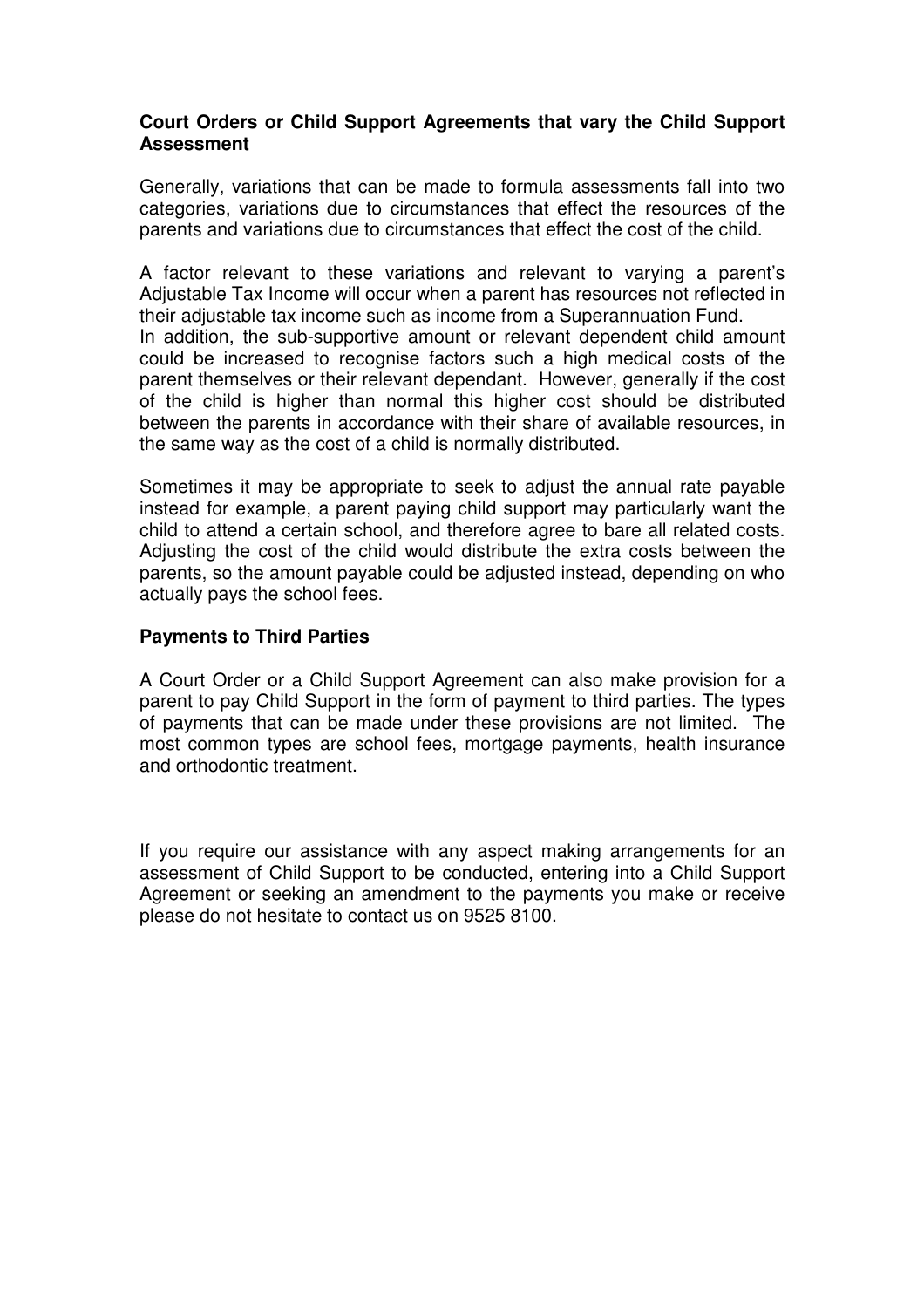**Court Orders or Child Support Agreements that vary the Child Support Assessment**

Generally, variations that can be made to formula assessments fall into two categories, variations due to circumstances that effect the resources of the parents and variations due to circumstances that effect the cost of the child.

A factor relevant to these variations and relevant to varying a parent's Adjustable Tax Income will occur when a parent has resources not reflected in their adjustable tax income such as income from a Superannuation Fund.
In addition, the sub-supportive amount or relevant dependent child amount could be increased to recognise factors such a high medical costs of the parent themselves or their relevant dependant. However, generally if the cost of the child is higher than normal this higher cost should be distributed between the parents in accordance with their share of available resources, in the same way as the cost of a child is normally distributed.

Sometimes it may be appropriate to seek to adjust the annual rate payable instead for example, a parent paying child support may particularly want the child to attend a certain school, and therefore agree to bare all related costs. Adjusting the cost of the child would distribute the extra costs between the parents, so the amount payable could be adjusted instead, depending on who actually pays the school fees.

**Payments to Third Parties**

A Court Order or a Child Support Agreement can also make provision for a parent to pay Child Support in the form of payment to third parties. The types of payments that can be made under these provisions are not limited. The most common types are school fees, mortgage payments, health insurance and orthodontic treatment.

If you require our assistance with any aspect making arrangements for an assessment of Child Support to be conducted, entering into a Child Support Agreement or seeking an amendment to the payments you make or receive please do not hesitate to contact us on 9525 8100.